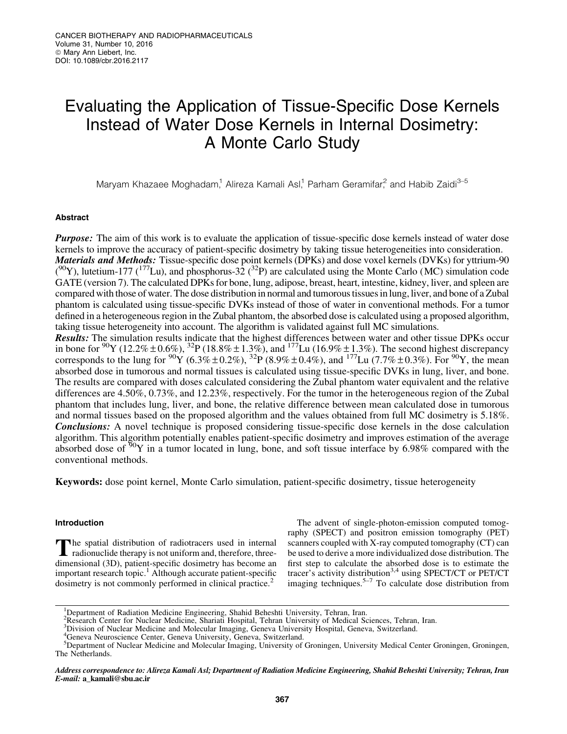# Evaluating the Application of Tissue-Specific Dose Kernels Instead of Water Dose Kernels in Internal Dosimetry: A Monte Carlo Study

Maryam Khazaee Moghadam,[1] Alireza Kamali Asl,[1] Parham Geramifar,[2] and Habib Zaidi[3–5]

## Abstract

***Purpose:*** The aim of this work is to evaluate the application of tissue-specific dose kernels instead of water dose kernels to improve the accuracy of patient-specific dosimetry by taking tissue heterogeneities into consideration.

***Materials and Methods:*** Tissue-specific dose point kernels (DPKs) and dose voxel kernels (DVKs) for yttrium-90 ($^{90}$Y), lutetium-177 ($^{177}$Lu), and phosphorus-32 ($^{32}$P) are calculated using the Monte Carlo (MC) simulation code GATE (version 7). The calculated DPKs for bone, lung, adipose, breast, heart, intestine, kidney, liver, and spleen are compared with those of water. The dose distribution in normal and tumorous tissues in lung, liver, and bone of a Zubal phantom is calculated using tissue-specific DVKs instead of those of water in conventional methods. For a tumor defined in a heterogeneous region in the Zubal phantom, the absorbed dose is calculated using a proposed algorithm, taking tissue heterogeneity into account. The algorithm is validated against full MC simulations.

***Results:*** The simulation results indicate that the highest differences between water and other tissue DPKs occur in bone for $^{90}$Y (12.2% ± 0.6%), $^{32}$P (18.8% ± 1.3%), and $^{177}$Lu (16.9% ± 1.3%). The second highest discrepancy corresponds to the lung for $^{90}$Y (6.3% ± 0.2%), $^{32}$P (8.9% ± 0.4%), and $^{177}$Lu (7.7% ± 0.3%). For $^{90}$Y, the mean absorbed dose in tumorous and normal tissues is calculated using tissue-specific DVKs in lung, liver, and bone. The results are compared with doses calculated considering the Zubal phantom water equivalent and the relative differences are 4.50%, 0.73%, and 12.23%, respectively. For the tumor in the heterogeneous region of the Zubal phantom that includes lung, liver, and bone, the relative difference between mean calculated dose in tumorous and normal tissues based on the proposed algorithm and the values obtained from full MC dosimetry is 5.18%.

***Conclusions:*** A novel technique is proposed considering tissue-specific dose kernels in the dose calculation algorithm. This algorithm potentially enables patient-specific dosimetry and improves estimation of the average absorbed dose of $^{90}$Y in a tumor located in lung, bone, and soft tissue interface by 6.98% compared with the conventional methods.

**Keywords:** dose point kernel, Monte Carlo simulation, patient-specific dosimetry, tissue heterogeneity

## Introduction

The spatial distribution of radiotracers used in internal radionuclide therapy is not uniform and, therefore, three-dimensional (3D), patient-specific dosimetry has become an important research topic.[1] Although accurate patient-specific dosimetry is not commonly performed in clinical practice.[2]

The advent of single-photon-emission computed tomography (SPECT) and positron emission tomography (PET) scanners coupled with X-ray computed tomography (CT) can be used to derive a more individualized dose distribution. The first step to calculate the absorbed dose is to estimate the tracer's activity distribution[3,4] using SPECT/CT or PET/CT imaging techniques.[5–7] To calculate dose distribution from

[1]Department of Radiation Medicine Engineering, Shahid Beheshti University, Tehran, Iran.
[2]Research Center for Nuclear Medicine, Shariati Hospital, Tehran University of Medical Sciences, Tehran, Iran.
[3]Division of Nuclear Medicine and Molecular Imaging, Geneva University Hospital, Geneva, Switzerland.
[4]Geneva Neuroscience Center, Geneva University, Geneva, Switzerland.
[5]Department of Nuclear Medicine and Molecular Imaging, University of Groningen, University Medical Center Groningen, Groningen, The Netherlands.

*Address correspondence to: Alireza Kamali Asl; Department of Radiation Medicine Engineering, Shahid Beheshti University; Tehran, Iran*
*E-mail:* **a_kamali@sbu.ac.ir**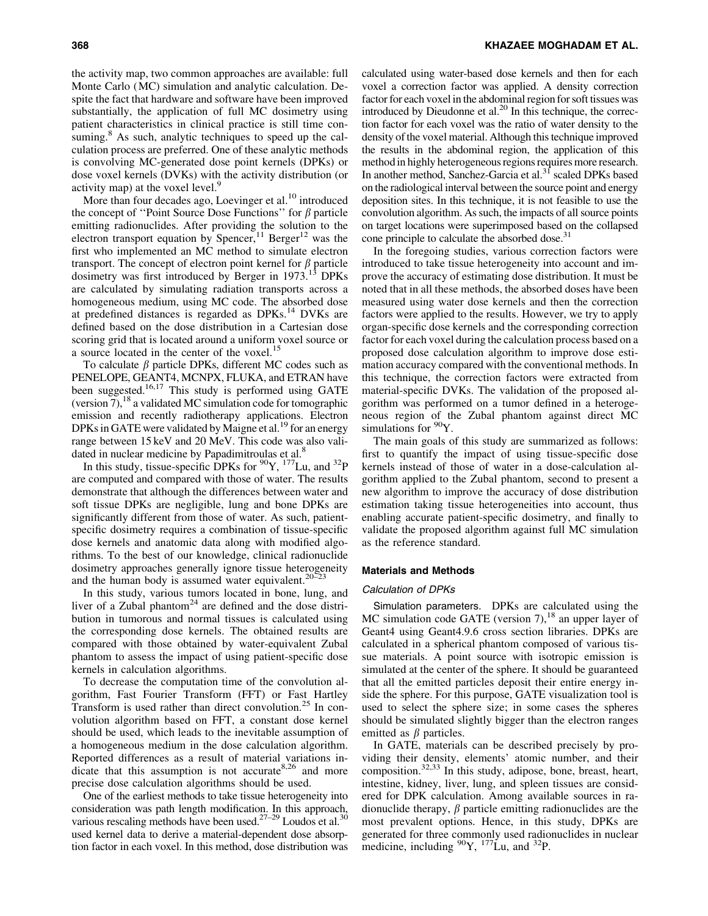the activity map, two common approaches are available: full Monte Carlo (MC) simulation and analytic calculation. Despite the fact that hardware and software have been improved substantially, the application of full MC dosimetry using patient characteristics in clinical practice is still time consuming.[8] As such, analytic techniques to speed up the calculation process are preferred. One of these analytic methods is convolving MC-generated dose point kernels (DPKs) or dose voxel kernels (DVKs) with the activity distribution (or activity map) at the voxel level.[9]

More than four decades ago, Loevinger et al.[10] introduced the concept of ''Point Source Dose Functions'' for $\beta$ particle emitting radionuclides. After providing the solution to the electron transport equation by Spencer,[11] Berger[12] was the first who implemented an MC method to simulate electron transport. The concept of electron point kernel for $\beta$ particle dosimetry was first introduced by Berger in 1973.[13] DPKs are calculated by simulating radiation transports across a homogeneous medium, using MC code. The absorbed dose at predefined distances is regarded as DPKs.[14] DVKs are defined based on the dose distribution in a Cartesian dose scoring grid that is located around a uniform voxel source or a source located in the center of the voxel.[15]

To calculate $\beta$ particle DPKs, different MC codes such as PENELOPE, GEANT4, MCNPX, FLUKA, and ETRAN have been suggested.[16,17] This study is performed using GATE (version 7),[18] a validated MC simulation code for tomographic emission and recently radiotherapy applications. Electron DPKs in GATE were validated by Maigne et al.[19] for an energy range between 15 keV and 20 MeV. This code was also validated in nuclear medicine by Papadimitroulas et al.[8]

In this study, tissue-specific DPKs for $^{90}$Y, $^{177}$Lu, and $^{32}$P are computed and compared with those of water. The results demonstrate that although the differences between water and soft tissue DPKs are negligible, lung and bone DPKs are significantly different from those of water. As such, patient-specific dosimetry requires a combination of tissue-specific dose kernels and anatomic data along with modified algorithms. To the best of our knowledge, clinical radionuclide dosimetry approaches generally ignore tissue heterogeneity and the human body is assumed water equivalent.[20–23]

In this study, various tumors located in bone, lung, and liver of a Zubal phantom[24] are defined and the dose distribution in tumorous and normal tissues is calculated using the corresponding dose kernels. The obtained results are compared with those obtained by water-equivalent Zubal phantom to assess the impact of using patient-specific dose kernels in calculation algorithms.

To decrease the computation time of the convolution algorithm, Fast Fourier Transform (FFT) or Fast Hartley Transform is used rather than direct convolution.[25] In convolution algorithm based on FFT, a constant dose kernel should be used, which leads to the inevitable assumption of a homogeneous medium in the dose calculation algorithm. Reported differences as a result of material variations indicate that this assumption is not accurate[8,26] and more precise dose calculation algorithms should be used.

One of the earliest methods to take tissue heterogeneity into consideration was path length modification. In this approach, various rescaling methods have been used.[27–29] Loudos et al.[30] used kernel data to derive a material-dependent dose absorption factor in each voxel. In this method, dose distribution was calculated using water-based dose kernels and then for each voxel a correction factor was applied. A density correction factor for each voxel in the abdominal region for soft tissues was introduced by Dieudonne et al.[20] In this technique, the correction factor for each voxel was the ratio of water density to the density of the voxel material. Although this technique improved the results in the abdominal region, the application of this method in highly heterogeneous regions requires more research. In another method, Sanchez-Garcia et al.[31] scaled DPKs based on the radiological interval between the source point and energy deposition sites. In this technique, it is not feasible to use the convolution algorithm. As such, the impacts of all source points on target locations were superimposed based on the collapsed cone principle to calculate the absorbed dose.[31]

In the foregoing studies, various correction factors were introduced to take tissue heterogeneity into account and improve the accuracy of estimating dose distribution. It must be noted that in all these methods, the absorbed doses have been measured using water dose kernels and then the correction factors were applied to the results. However, we try to apply organ-specific dose kernels and the corresponding correction factor for each voxel during the calculation process based on a proposed dose calculation algorithm to improve dose estimation accuracy compared with the conventional methods. In this technique, the correction factors were extracted from material-specific DVKs. The validation of the proposed algorithm was performed on a tumor defined in a heterogeneous region of the Zubal phantom against direct MC simulations for $^{90}$Y.

The main goals of this study are summarized as follows: first to quantify the impact of using tissue-specific dose kernels instead of those of water in a dose-calculation algorithm applied to the Zubal phantom, second to present a new algorithm to improve the accuracy of dose distribution estimation taking tissue heterogeneities into account, thus enabling accurate patient-specific dosimetry, and finally to validate the proposed algorithm against full MC simulation as the reference standard.

## Materials and Methods

### Calculation of DPKs

**Simulation parameters.** DPKs are calculated using the MC simulation code GATE (version 7),[18] an upper layer of Geant4 using Geant4.9.6 cross section libraries. DPKs are calculated in a spherical phantom composed of various tissue materials. A point source with isotropic emission is simulated at the center of the sphere. It should be guaranteed that all the emitted particles deposit their entire energy inside the sphere. For this purpose, GATE visualization tool is used to select the sphere size; in some cases the spheres should be simulated slightly bigger than the electron ranges emitted as $\beta$ particles.

In GATE, materials can be described precisely by providing their density, elements' atomic number, and their composition.[32,33] In this study, adipose, bone, breast, heart, intestine, kidney, liver, lung, and spleen tissues are considered for DPK calculation. Among available sources in radionuclide therapy, $\beta$ particle emitting radionuclides are the most prevalent options. Hence, in this study, DPKs are generated for three commonly used radionuclides in nuclear medicine, including $^{90}$Y, $^{177}$Lu, and $^{32}$P.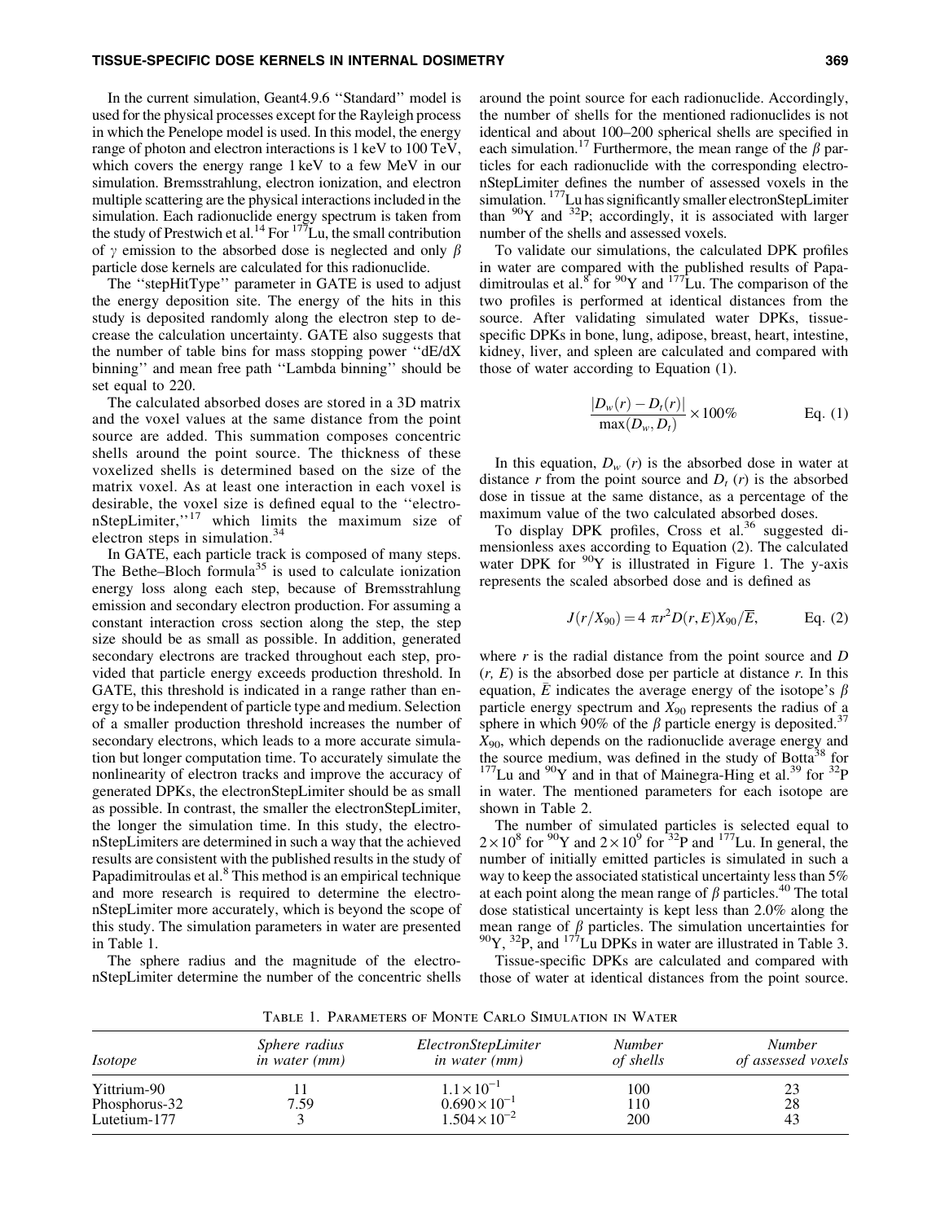In the current simulation, Geant4.9.6 ''Standard'' model is used for the physical processes except for the Rayleigh process in which the Penelope model is used. In this model, the energy range of photon and electron interactions is 1 keV to 100 TeV, which covers the energy range 1 keV to a few MeV in our simulation. Bremsstrahlung, electron ionization, and electron multiple scattering are the physical interactions included in the simulation. Each radionuclide energy spectrum is taken from the study of Prestwich et al.[14] For $^{177}$Lu, the small contribution of $\gamma$ emission to the absorbed dose is neglected and only $\beta$ particle dose kernels are calculated for this radionuclide.

The ''stepHitType'' parameter in GATE is used to adjust the energy deposition site. The energy of the hits in this study is deposited randomly along the electron step to decrease the calculation uncertainty. GATE also suggests that the number of table bins for mass stopping power ''dE/dX binning'' and mean free path ''Lambda binning'' should be set equal to 220.

The calculated absorbed doses are stored in a 3D matrix and the voxel values at the same distance from the point source are added. This summation composes concentric shells around the point source. The thickness of these voxelized shells is determined based on the size of the matrix voxel. As at least one interaction in each voxel is desirable, the voxel size is defined equal to the ''electronStepLimiter,''[17] which limits the maximum size of electron steps in simulation.[34]

In GATE, each particle track is composed of many steps. The Bethe–Bloch formula[35] is used to calculate ionization energy loss along each step, because of Bremsstrahlung emission and secondary electron production. For assuming a constant interaction cross section along the step, the step size should be as small as possible. In addition, generated secondary electrons are tracked throughout each step, provided that particle energy exceeds production threshold. In GATE, this threshold is indicated in a range rather than energy to be independent of particle type and medium. Selection of a smaller production threshold increases the number of secondary electrons, which leads to a more accurate simulation but longer computation time. To accurately simulate the nonlinearity of electron tracks and improve the accuracy of generated DPKs, the electronStepLimiter should be as small as possible. In contrast, the smaller the electronStepLimiter, the longer the simulation time. In this study, the electronStepLimiters are determined in such a way that the achieved results are consistent with the published results in the study of Papadimitroulas et al.[8] This method is an empirical technique and more research is required to determine the electronStepLimiter more accurately, which is beyond the scope of this study. The simulation parameters in water are presented in Table 1.

The sphere radius and the magnitude of the electronStepLimiter determine the number of the concentric shells around the point source for each radionuclide. Accordingly, the number of shells for the mentioned radionuclides is not identical and about 100–200 spherical shells are specified in each simulation.[17] Furthermore, the mean range of the $\beta$ particles for each radionuclide with the corresponding electronStepLimiter defines the number of assessed voxels in the simulation. $^{177}$Lu has significantly smaller electronStepLimiter than $^{90}$Y and $^{32}$P; accordingly, it is associated with larger number of the shells and assessed voxels.

To validate our simulations, the calculated DPK profiles in water are compared with the published results of Papadimitroulas et al.[8] for $^{90}$Y and $^{177}$Lu. The comparison of the two profiles is performed at identical distances from the source. After validating simulated water DPKs, tissue-specific DPKs in bone, lung, adipose, breast, heart, intestine, kidney, liver, and spleen are calculated and compared with those of water according to Equation (1).

$$\frac{|D_w(r) - D_t(r)|}{\max(D_w, D_t)} \times 100\% \qquad \text{Eq. (1)}$$

In this equation, $D_w$ $(r)$ is the absorbed dose in water at distance $r$ from the point source and $D_t$ $(r)$ is the absorbed dose in tissue at the same distance, as a percentage of the maximum value of the two calculated absorbed doses.

To display DPK profiles, Cross et al.[36] suggested dimensionless axes according to Equation (2). The calculated water DPK for $^{90}$Y is illustrated in Figure 1. The y-axis represents the scaled absorbed dose and is defined as

$$J(r/X_{90}) = 4\ \pi r^2 D(r, E) X_{90}/\overline{E}, \qquad \text{Eq. (2)}$$

where $r$ is the radial distance from the point source and $D$ $(r, E)$ is the absorbed dose per particle at distance $r$. In this equation, $\overline{E}$ indicates the average energy of the isotope's $\beta$ particle energy spectrum and $X_{90}$ represents the radius of a sphere in which 90% of the $\beta$ particle energy is deposited.[37] $X_{90}$, which depends on the radionuclide average energy and the source medium, was defined in the study of Botta[38] for $^{177}$Lu and $^{90}$Y and in that of Mainegra-Hing et al.[39] for $^{32}$P in water. The mentioned parameters for each isotope are shown in Table 2.

The number of simulated particles is selected equal to $2\times10^8$ for $^{90}$Y and $2\times10^9$ for $^{32}$P and $^{177}$Lu. In general, the number of initially emitted particles is simulated in such a way to keep the associated statistical uncertainty less than 5% at each point along the mean range of $\beta$ particles.[40] The total dose statistical uncertainty is kept less than 2.0% along the mean range of $\beta$ particles. The simulation uncertainties for $^{90}$Y, $^{32}$P, and $^{177}$Lu DPKs in water are illustrated in Table 3.

Tissue-specific DPKs are calculated and compared with those of water at identical distances from the point source.

Table 1. Parameters of Monte Carlo Simulation in Water

| *Isotope* | *Sphere radius in water (mm)* | *ElectronStepLimiter in water (mm)* | *Number of shells* | *Number of assessed voxels* |
|---|---|---|---|---|
| Yittrium-90 | 11 | $1.1\times10^{-1}$ | 100 | 23 |
| Phosphorus-32 | 7.59 | $0.690\times10^{-1}$ | 110 | 28 |
| Lutetium-177 | 3 | $1.504\times10^{-2}$ | 200 | 43 |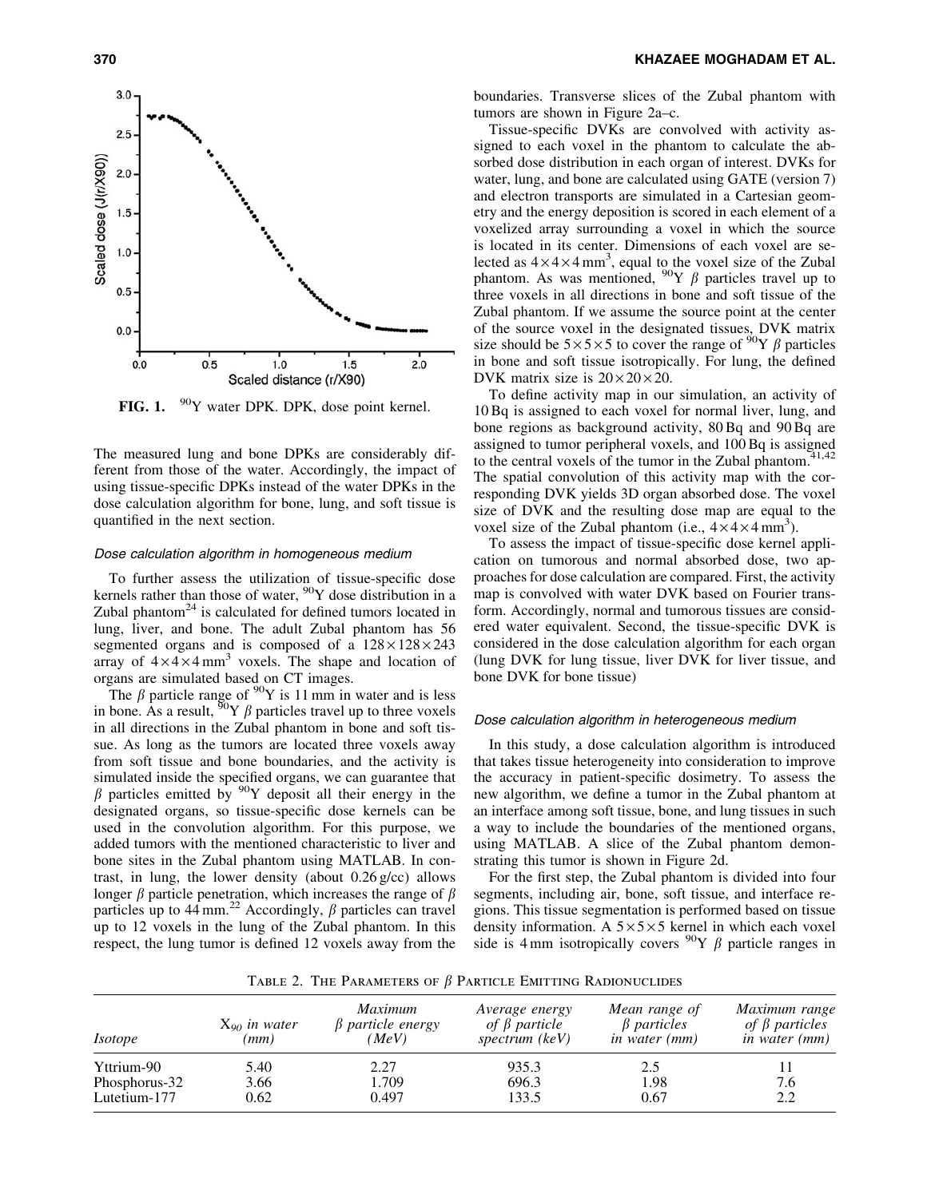3.0
2.5
2.0
1.5
1.0
0.5
0.0
Scaled dose (J(r/X90))
0.0
0.5
1.0
1.5
2.0
Scaled distance (r/X90)

**FIG. 1.** $^{90}$Y water DPK. DPK, dose point kernel.

The measured lung and bone DPKs are considerably different from those of the water. Accordingly, the impact of using tissue-specific DPKs instead of the water DPKs in the dose calculation algorithm for bone, lung, and soft tissue is quantified in the next section.

### *Dose calculation algorithm in homogeneous medium*

To further assess the utilization of tissue-specific dose kernels rather than those of water, $^{90}$Y dose distribution in a Zubal phantom[24] is calculated for defined tumors located in lung, liver, and bone. The adult Zubal phantom has 56 segmented organs and is composed of a $128 \times 128 \times 243$ array of $4 \times 4 \times 4$ mm$^3$ voxels. The shape and location of organs are simulated based on CT images.

The $\beta$ particle range of $^{90}$Y is 11 mm in water and is less in bone. As a result, $^{90}$Y $\beta$ particles travel up to three voxels in all directions in the Zubal phantom in bone and soft tissue. As long as the tumors are located three voxels away from soft tissue and bone boundaries, and the activity is simulated inside the specified organs, we can guarantee that $\beta$ particles emitted by $^{90}$Y deposit all their energy in the designated organs, so tissue-specific dose kernels can be used in the convolution algorithm. For this purpose, we added tumors with the mentioned characteristic to liver and bone sites in the Zubal phantom using MATLAB. In contrast, in lung, the lower density (about 0.26 g/cc) allows longer $\beta$ particle penetration, which increases the range of $\beta$ particles up to 44 mm.[22] Accordingly, $\beta$ particles can travel up to 12 voxels in the lung of the Zubal phantom. In this respect, the lung tumor is defined 12 voxels away from the boundaries. Transverse slices of the Zubal phantom with tumors are shown in Figure 2a–c.

Tissue-specific DVKs are convolved with activity assigned to each voxel in the phantom to calculate the absorbed dose distribution in each organ of interest. DVKs for water, lung, and bone are calculated using GATE (version 7) and electron transports are simulated in a Cartesian geometry and the energy deposition is scored in each element of a voxelized array surrounding a voxel in which the source is located in its center. Dimensions of each voxel are selected as $4 \times 4 \times 4$ mm$^3$, equal to the voxel size of the Zubal phantom. As was mentioned, $^{90}$Y $\beta$ particles travel up to three voxels in all directions in bone and soft tissue of the Zubal phantom. If we assume the source point at the center of the source voxel in the designated tissues, DVK matrix size should be $5 \times 5 \times 5$ to cover the range of $^{90}$Y $\beta$ particles in bone and soft tissue isotropically. For lung, the defined DVK matrix size is $20 \times 20 \times 20$.

To define activity map in our simulation, an activity of 10 Bq is assigned to each voxel for normal liver, lung, and bone regions as background activity, 80 Bq and 90 Bq are assigned to tumor peripheral voxels, and 100 Bq is assigned to the central voxels of the tumor in the Zubal phantom.[41,42] The spatial convolution of this activity map with the corresponding DVK yields 3D organ absorbed dose. The voxel size of DVK and the resulting dose map are equal to the voxel size of the Zubal phantom (i.e., $4 \times 4 \times 4$ mm$^3$).

To assess the impact of tissue-specific dose kernel application on tumorous and normal absorbed dose, two approaches for dose calculation are compared. First, the activity map is convolved with water DVK based on Fourier transform. Accordingly, normal and tumorous tissues are considered water equivalent. Second, the tissue-specific DVK is considered in the dose calculation algorithm for each organ (lung DVK for lung tissue, liver DVK for liver tissue, and bone DVK for bone tissue)

### *Dose calculation algorithm in heterogeneous medium*

In this study, a dose calculation algorithm is introduced that takes tissue heterogeneity into consideration to improve the accuracy in patient-specific dosimetry. To assess the new algorithm, we define a tumor in the Zubal phantom at an interface among soft tissue, bone, and lung tissues in such a way to include the boundaries of the mentioned organs, using MATLAB. A slice of the Zubal phantom demonstrating this tumor is shown in Figure 2d.

For the first step, the Zubal phantom is divided into four segments, including air, bone, soft tissue, and interface regions. This tissue segmentation is performed based on tissue density information. A $5 \times 5 \times 5$ kernel in which each voxel side is 4 mm isotropically covers $^{90}$Y $\beta$ particle ranges in

Table 2. The Parameters of $\beta$ Particle Emitting Radionuclides

| *Isotope* | $X_{90}$ *in water (mm)* | *Maximum $\beta$ particle energy (MeV)* | *Average energy of $\beta$ particle spectrum (keV)* | *Mean range of $\beta$ particles in water (mm)* | *Maximum range of $\beta$ particles in water (mm)* |
|---|---|---|---|---|---|
| Yttrium-90 | 5.40 | 2.27 | 935.3 | 2.5 | 11 |
| Phosphorus-32 | 3.66 | 1.709 | 696.3 | 1.98 | 7.6 |
| Lutetium-177 | 0.62 | 0.497 | 133.5 | 0.67 | 2.2 |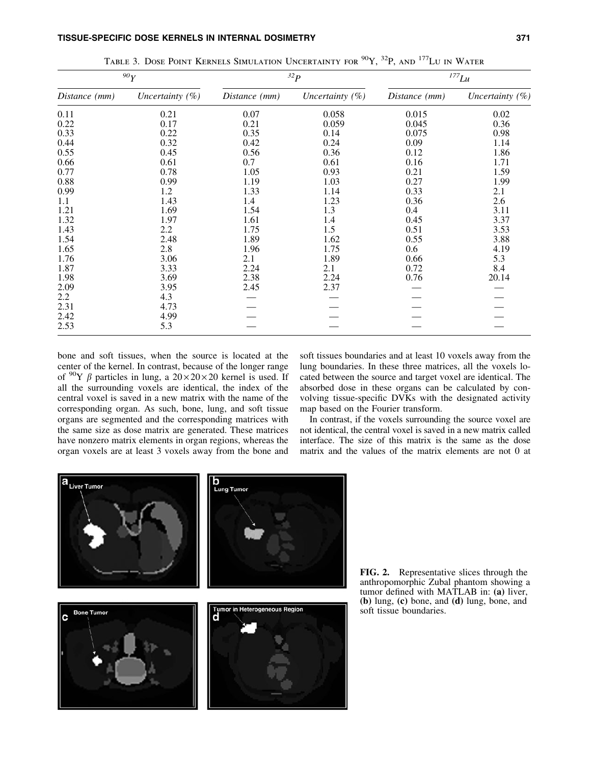Table 3. Dose Point Kernels Simulation Uncertainty for $^{90}$Y, $^{32}$P, and $^{177}$Lu in Water

| $^{90}Y$ | | $^{32}P$ | | $^{177}Lu$ | |
|---|---|---|---|---|---|
| *Distance (mm)* | *Uncertainty (%)* | *Distance (mm)* | *Uncertainty (%)* | *Distance (mm)* | *Uncertainty (%)* |
| 0.11 | 0.21 | 0.07 | 0.058 | 0.015 | 0.02 |
| 0.22 | 0.17 | 0.21 | 0.059 | 0.045 | 0.36 |
| 0.33 | 0.22 | 0.35 | 0.14 | 0.075 | 0.98 |
| 0.44 | 0.32 | 0.42 | 0.24 | 0.09 | 1.14 |
| 0.55 | 0.45 | 0.56 | 0.36 | 0.12 | 1.86 |
| 0.66 | 0.61 | 0.7 | 0.61 | 0.16 | 1.71 |
| 0.77 | 0.78 | 1.05 | 0.93 | 0.21 | 1.59 |
| 0.88 | 0.99 | 1.19 | 1.03 | 0.27 | 1.99 |
| 0.99 | 1.2 | 1.33 | 1.14 | 0.33 | 2.1 |
| 1.1 | 1.43 | 1.4 | 1.23 | 0.36 | 2.6 |
| 1.21 | 1.69 | 1.54 | 1.3 | 0.4 | 3.11 |
| 1.32 | 1.97 | 1.61 | 1.4 | 0.45 | 3.37 |
| 1.43 | 2.2 | 1.75 | 1.5 | 0.51 | 3.53 |
| 1.54 | 2.48 | 1.89 | 1.62 | 0.55 | 3.88 |
| 1.65 | 2.8 | 1.96 | 1.75 | 0.6 | 4.19 |
| 1.76 | 3.06 | 2.1 | 1.89 | 0.66 | 5.3 |
| 1.87 | 3.33 | 2.24 | 2.1 | 0.72 | 8.4 |
| 1.98 | 3.69 | 2.38 | 2.24 | 0.76 | 20.14 |
| 2.09 | 3.95 | 2.45 | 2.37 | — | — |
| 2.2 | 4.3 | — | — | — | — |
| 2.31 | 4.73 | — | — | — | — |
| 2.42 | 4.99 | — | — | — | — |
| 2.53 | 5.3 | — | — | — | — |

bone and soft tissues, when the source is located at the center of the kernel. In contrast, because of the longer range of $^{90}$Y $\beta$ particles in lung, a $20 \times 20 \times 20$ kernel is used. If all the surrounding voxels are identical, the index of the central voxel is saved in a new matrix with the name of the corresponding organ. As such, bone, lung, and soft tissue organs are segmented and the corresponding matrices with the same size as dose matrix are generated. These matrices have nonzero matrix elements in organ regions, whereas the organ voxels are at least 3 voxels away from the bone and soft tissues boundaries and at least 10 voxels away from the lung boundaries. In these three matrices, all the voxels located between the source and target voxel are identical. The absorbed dose in these organs can be calculated by convolving tissue-specific DVKs with the designated activity map based on the Fourier transform.

In contrast, if the voxels surrounding the source voxel are not identical, the central voxel is saved in a new matrix called interface. The size of this matrix is the same as the dose matrix and the values of the matrix elements are not 0 at

a Liver Tumor

b Lung Tumor

c Bone Tumor

d Tumor in Heterogeneous Region

**FIG. 2.** Representative slices through the anthropomorphic Zubal phantom showing a tumor defined with MATLAB in: **(a)** liver, **(b)** lung, **(c)** bone, and **(d)** lung, bone, and soft tissue boundaries.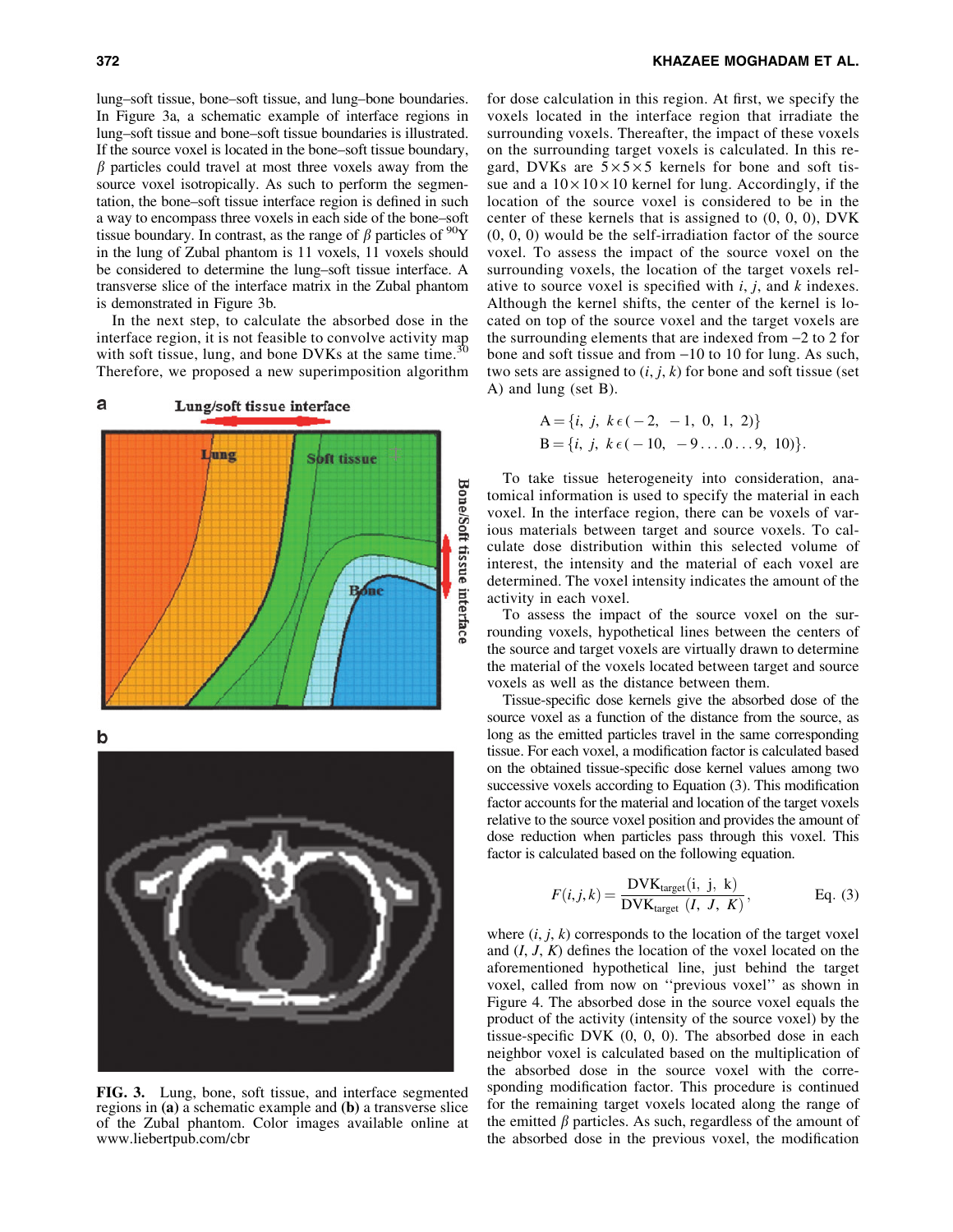lung–soft tissue, bone–soft tissue, and lung–bone boundaries. In Figure 3a, a schematic example of interface regions in lung–soft tissue and bone–soft tissue boundaries is illustrated. If the source voxel is located in the bone–soft tissue boundary, $\beta$ particles could travel at most three voxels away from the source voxel isotropically. As such to perform the segmentation, the bone–soft tissue interface region is defined in such a way to encompass three voxels in each side of the bone–soft tissue boundary. In contrast, as the range of $\beta$ particles of $^{90}Y$ in the lung of Zubal phantom is 11 voxels, 11 voxels should be considered to determine the lung–soft tissue interface. A transverse slice of the interface matrix in the Zubal phantom is demonstrated in Figure 3b.

In the next step, to calculate the absorbed dose in the interface region, it is not feasible to convolve activity map with soft tissue, lung, and bone DVKs at the same time.[30] Therefore, we proposed a new superimposition algorithm

a

Lung/soft tissue interface

Lung

Soft tissue

Bone

Bone/Soft tissue interface

b

**FIG. 3.** Lung, bone, soft tissue, and interface segmented regions in **(a)** a schematic example and **(b)** a transverse slice of the Zubal phantom. Color images available online at www.liebertpub.com/cbr

for dose calculation in this region. At first, we specify the voxels located in the interface region that irradiate the surrounding voxels. Thereafter, the impact of these voxels on the surrounding target voxels is calculated. In this regard, DVKs are $5\times5\times5$ kernels for bone and soft tissue and a $10\times10\times10$ kernel for lung. Accordingly, if the location of the source voxel is considered to be in the center of these kernels that is assigned to (0, 0, 0), DVK (0, 0, 0) would be the self-irradiation factor of the source voxel. To assess the impact of the source voxel on the surrounding voxels, the location of the target voxels relative to source voxel is specified with $i$, $j$, and $k$ indexes. Although the kernel shifts, the center of the kernel is located on top of the source voxel and the target voxels are the surrounding elements that are indexed from −2 to 2 for bone and soft tissue and from −10 to 10 for lung. As such, two sets are assigned to ($i$, $j$, $k$) for bone and soft tissue (set A) and lung (set B).

$$A = \{i,\ j,\ k\,\epsilon\,(-2,\ -1,\ 0,\ 1,\ 2)\}$$
$$B = \{i,\ j,\ k\,\epsilon\,(-10,\ -9 \ldots .0 \ldots 9,\ 10)\}.$$

To take tissue heterogeneity into consideration, anatomical information is used to specify the material in each voxel. In the interface region, there can be voxels of various materials between target and source voxels. To calculate dose distribution within this selected volume of interest, the intensity and the material of each voxel are determined. The voxel intensity indicates the amount of the activity in each voxel.

To assess the impact of the source voxel on the surrounding voxels, hypothetical lines between the centers of the source and target voxels are virtually drawn to determine the material of the voxels located between target and source voxels as well as the distance between them.

Tissue-specific dose kernels give the absorbed dose of the source voxel as a function of the distance from the source, as long as the emitted particles travel in the same corresponding tissue. For each voxel, a modification factor is calculated based on the obtained tissue-specific dose kernel values among two successive voxels according to Equation (3). This modification factor accounts for the material and location of the target voxels relative to the source voxel position and provides the amount of dose reduction when particles pass through this voxel. This factor is calculated based on the following equation.

$$F(i,j,k) = \frac{\mathrm{DVK}_{\mathrm{target}}(\mathrm{i},\ \mathrm{j},\ \mathrm{k})}{\mathrm{DVK}_{\mathrm{target}}\ (I,\ J,\ K)}, \qquad \text{Eq. (3)}$$

where ($i$, $j$, $k$) corresponds to the location of the target voxel and ($I$, $J$, $K$) defines the location of the voxel located on the aforementioned hypothetical line, just behind the target voxel, called from now on ''previous voxel'' as shown in Figure 4. The absorbed dose in the source voxel equals the product of the activity (intensity of the source voxel) by the tissue-specific DVK (0, 0, 0). The absorbed dose in each neighbor voxel is calculated based on the multiplication of the absorbed dose in the source voxel with the corresponding modification factor. This procedure is continued for the remaining target voxels located along the range of the emitted $\beta$ particles. As such, regardless of the amount of the absorbed dose in the previous voxel, the modification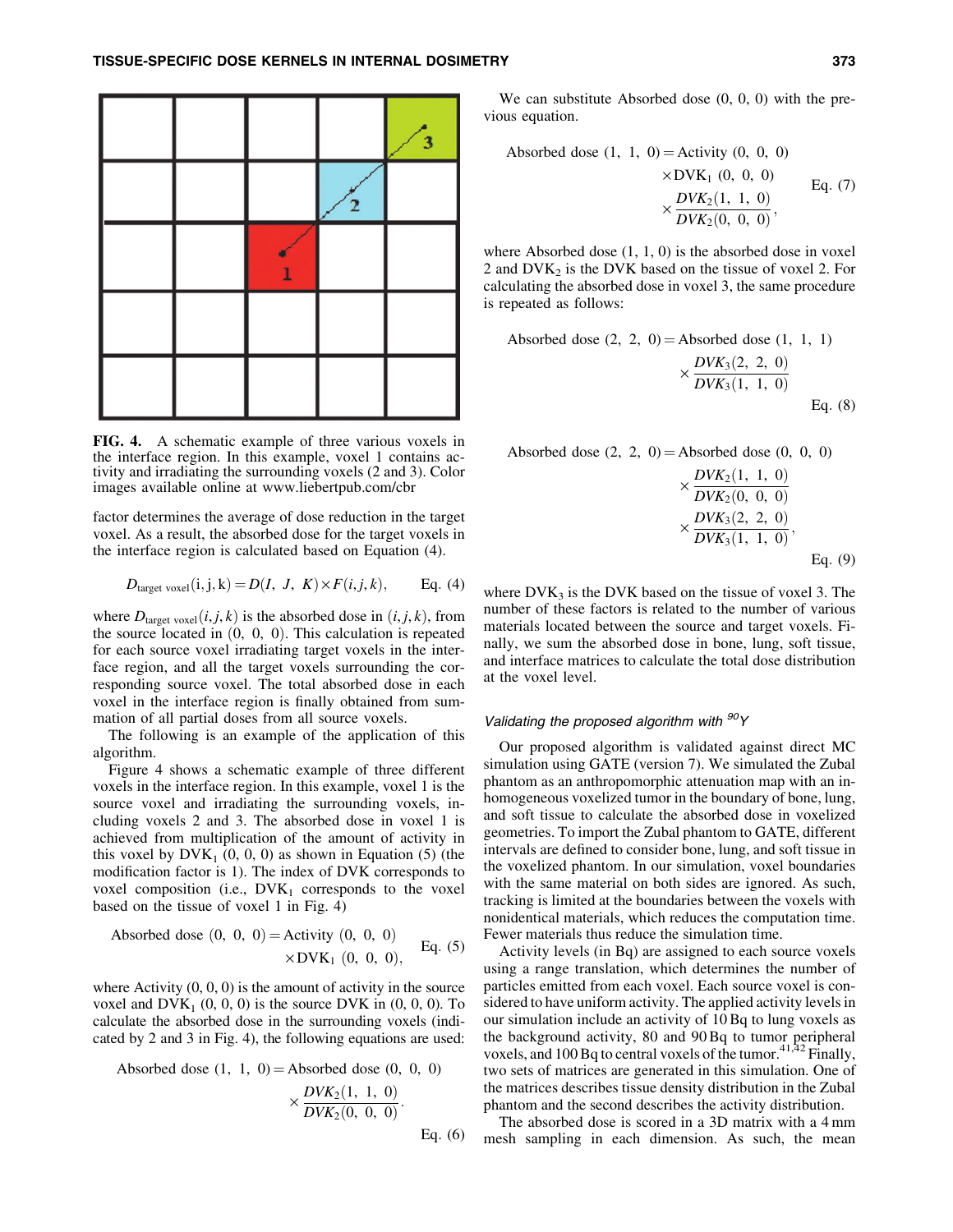FIG. 4. A schematic example of three various voxels in the interface region. In this example, voxel 1 contains activity and irradiating the surrounding voxels (2 and 3). Color images available online at www.liebertpub.com/cbr

factor determines the average of dose reduction in the target voxel. As a result, the absorbed dose for the target voxels in the interface region is calculated based on Equation (4).

$$D_{\text{target voxel}}(\mathrm{i,j,k}) = D(I,\ J,\ K) \times F(i,j,k), \qquad \text{Eq. (4)}$$

where $D_{\text{target voxel}}(i,j,k)$ is the absorbed dose in $(i,j,k)$, from the source located in (0, 0, 0). This calculation is repeated for each source voxel irradiating target voxels in the interface region, and all the target voxels surrounding the corresponding source voxel. The total absorbed dose in each voxel in the interface region is finally obtained from summation of all partial doses from all source voxels.

The following is an example of the application of this algorithm.

Figure 4 shows a schematic example of three different voxels in the interface region. In this example, voxel 1 is the source voxel and irradiating the surrounding voxels, including voxels 2 and 3. The absorbed dose in voxel 1 is achieved from multiplication of the amount of activity in this voxel by $\mathrm{DVK}_1$ (0, 0, 0) as shown in Equation (5) (the modification factor is 1). The index of DVK corresponds to voxel composition (i.e., $\mathrm{DVK}_1$ corresponds to the voxel based on the tissue of voxel 1 in Fig. 4)

$$\text{Absorbed dose }(0,\ 0,\ 0) = \text{Activity }(0,\ 0,\ 0) \times \mathrm{DVK}_1\ (0,\ 0,\ 0), \qquad \text{Eq. (5)}$$

where Activity (0, 0, 0) is the amount of activity in the source voxel and $\mathrm{DVK}_1$ (0, 0, 0) is the source DVK in (0, 0, 0). To calculate the absorbed dose in the surrounding voxels (indicated by 2 and 3 in Fig. 4), the following equations are used:

$$\text{Absorbed dose }(1,\ 1,\ 0) = \text{Absorbed dose }(0,\ 0,\ 0) \times \frac{DVK_2(1,\ 1,\ 0)}{DVK_2(0,\ 0,\ 0)}. \qquad \text{Eq. (6)}$$

We can substitute Absorbed dose (0, 0, 0) with the previous equation.

$$\text{Absorbed dose }(1,\ 1,\ 0) = \text{Activity }(0,\ 0,\ 0) \times \mathrm{DVK}_1\ (0,\ 0,\ 0) \times \frac{DVK_2(1,\ 1,\ 0)}{DVK_2(0,\ 0,\ 0)}, \qquad \text{Eq. (7)}$$

where Absorbed dose (1, 1, 0) is the absorbed dose in voxel 2 and $\mathrm{DVK}_2$ is the DVK based on the tissue of voxel 2. For calculating the absorbed dose in voxel 3, the same procedure is repeated as follows:

$$\text{Absorbed dose }(2,\ 2,\ 0) = \text{Absorbed dose }(1,\ 1,\ 1) \times \frac{DVK_3(2,\ 2,\ 0)}{DVK_3(1,\ 1,\ 0)} \qquad \text{Eq. (8)}$$

$$\text{Absorbed dose }(2,\ 2,\ 0) = \text{Absorbed dose }(0,\ 0,\ 0) \times \frac{DVK_2(1,\ 1,\ 0)}{DVK_2(0,\ 0,\ 0)} \times \frac{DVK_3(2,\ 2,\ 0)}{DVK_3(1,\ 1,\ 0)}, \qquad \text{Eq. (9)}$$

where $\mathrm{DVK}_3$ is the DVK based on the tissue of voxel 3. The number of these factors is related to the number of various materials located between the source and target voxels. Finally, we sum the absorbed dose in bone, lung, soft tissue, and interface matrices to calculate the total dose distribution at the voxel level.

### *Validating the proposed algorithm with $^{90}Y$*

Our proposed algorithm is validated against direct MC simulation using GATE (version 7). We simulated the Zubal phantom as an anthropomorphic attenuation map with an inhomogeneous voxelized tumor in the boundary of bone, lung, and soft tissue to calculate the absorbed dose in voxelized geometries. To import the Zubal phantom to GATE, different intervals are defined to consider bone, lung, and soft tissue in the voxelized phantom. In our simulation, voxel boundaries with the same material on both sides are ignored. As such, tracking is limited at the boundaries between the voxels with nonidentical materials, which reduces the computation time. Fewer materials thus reduce the simulation time.

Activity levels (in Bq) are assigned to each source voxels using a range translation, which determines the number of particles emitted from each voxel. Each source voxel is considered to have uniform activity. The applied activity levels in our simulation include an activity of 10 Bq to lung voxels as the background activity, 80 and 90 Bq to tumor peripheral voxels, and 100 Bq to central voxels of the tumor.[41,42] Finally, two sets of matrices are generated in this simulation. One of the matrices describes tissue density distribution in the Zubal phantom and the second describes the activity distribution.

The absorbed dose is scored in a 3D matrix with a 4 mm mesh sampling in each dimension. As such, the mean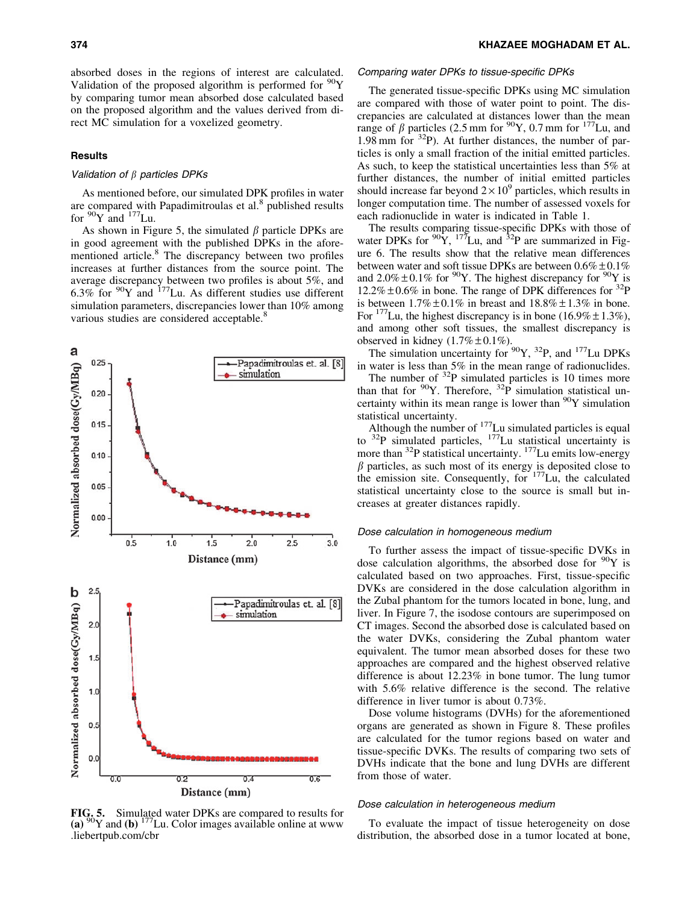absorbed doses in the regions of interest are calculated. Validation of the proposed algorithm is performed for $^{90}$Y by comparing tumor mean absorbed dose calculated based on the proposed algorithm and the values derived from direct MC simulation for a voxelized geometry.

## Results

### *Validation of β particles DPKs*

As mentioned before, our simulated DPK profiles in water are compared with Papadimitroulas et al.[8] published results for $^{90}$Y and $^{177}$Lu.

As shown in Figure 5, the simulated β particle DPKs are in good agreement with the published DPKs in the aforementioned article.[8] The discrepancy between two profiles increases at further distances from the source point. The average discrepancy between two profiles is about 5%, and 6.3% for $^{90}$Y and $^{177}$Lu. As different studies use different simulation parameters, discrepancies lower than 10% among various studies are considered acceptable.[8]

a

Papadimitroulas et. al. [8]
simulation

Normalized absorbed dose(Gy/MBq)
0.25
0.20
0.15
0.10
0.05
0.00

Distance (mm)
0.5
1.0
1.5
2.0
2.5
3.0

b

Papadimitroulas et. al. [8]
simulation

Normalized absorbed dose(Gy/MBq)
2.5
2.0
1.5
1.0
0.5
0.0

Distance (mm)
0.0
0.2
0.4
0.6

**FIG. 5.** Simulated water DPKs are compared to results for **(a)** $^{90}$Y and **(b)** $^{177}$Lu. Color images available online at www.liebertpub.com/cbr

### *Comparing water DPKs to tissue-specific DPKs*

The generated tissue-specific DPKs using MC simulation are compared with those of water point to point. The discrepancies are calculated at distances lower than the mean range of β particles (2.5 mm for $^{90}$Y, 0.7 mm for $^{177}$Lu, and 1.98 mm for $^{32}$P). At further distances, the number of particles is only a small fraction of the initial emitted particles. As such, to keep the statistical uncertainties less than 5% at further distances, the number of initial emitted particles should increase far beyond $2\times10^{9}$ particles, which results in longer computation time. The number of assessed voxels for each radionuclide in water is indicated in Table 1.

The results comparing tissue-specific DPKs with those of water DPKs for $^{90}$Y, $^{177}$Lu, and $^{32}$P are summarized in Figure 6. The results show that the relative mean differences between water and soft tissue DPKs are between $0.6\%\pm0.1\%$ and $2.0\%\pm0.1\%$ for $^{90}$Y. The highest discrepancy for $^{90}$Y is $12.2\%\pm0.6\%$ in bone. The range of DPK differences for $^{32}$P is between $1.7\%\pm0.1\%$ in breast and $18.8\%\pm1.3\%$ in bone. For $^{177}$Lu, the highest discrepancy is in bone ($16.9\%\pm1.3\%$), and among other soft tissues, the smallest discrepancy is observed in kidney ($1.7\%\pm0.1\%$).

The simulation uncertainty for $^{90}$Y, $^{32}$P, and $^{177}$Lu DPKs in water is less than 5% in the mean range of radionuclides.

The number of $^{32}$P simulated particles is 10 times more than that for $^{90}$Y. Therefore, $^{32}$P simulation statistical uncertainty within its mean range is lower than $^{90}$Y simulation statistical uncertainty.

Although the number of $^{177}$Lu simulated particles is equal to $^{32}$P simulated particles, $^{177}$Lu statistical uncertainty is more than $^{32}$P statistical uncertainty. $^{177}$Lu emits low-energy β particles, as such most of its energy is deposited close to the emission site. Consequently, for $^{177}$Lu, the calculated statistical uncertainty close to the source is small but increases at greater distances rapidly.

### *Dose calculation in homogeneous medium*

To further assess the impact of tissue-specific DVKs in dose calculation algorithms, the absorbed dose for $^{90}$Y is calculated based on two approaches. First, tissue-specific DVKs are considered in the dose calculation algorithm in the Zubal phantom for the tumors located in bone, lung, and liver. In Figure 7, the isodose contours are superimposed on CT images. Second the absorbed dose is calculated based on the water DVKs, considering the Zubal phantom water equivalent. The tumor mean absorbed doses for these two approaches are compared and the highest observed relative difference is about 12.23% in bone tumor. The lung tumor with 5.6% relative difference is the second. The relative difference in liver tumor is about 0.73%.

Dose volume histograms (DVHs) for the aforementioned organs are generated as shown in Figure 8. These profiles are calculated for the tumor regions based on water and tissue-specific DVKs. The results of comparing two sets of DVHs indicate that the bone and lung DVHs are different from those of water.

### *Dose calculation in heterogeneous medium*

To evaluate the impact of tissue heterogeneity on dose distribution, the absorbed dose in a tumor located at bone,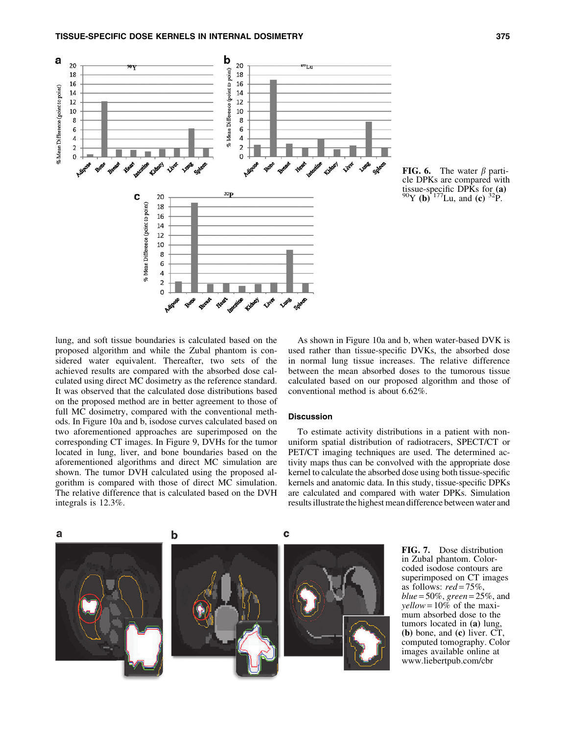a

$^{90}Y$

% Mean Difference (point to point)

20
18
16
14
12
10
8
6
4
2
0

Adipose Bone Breast Heart Intestine Kidney Liver Lung Spleen

b

$^{177}Lu$

% Mean Difference (point to point)

20
18
16
14
12
10
8
6
4
2
0

Adipose Bone Breast Heart Intestine Kidney Liver Lung Spleen

c

$^{32}P$

% Mean Difference (point to point)

20
18
16
14
12
10
8
6
4
2
0

Adipose Bone Breast Heart Intestine Kidney Liver Lung Spleen

**FIG. 6.** The water $\beta$ particle DPKs are compared with tissue-specific DPKs for **(a)** $^{90}Y$ **(b)** $^{177}Lu$, and **(c)** $^{32}P$.

lung, and soft tissue boundaries is calculated based on the proposed algorithm and while the Zubal phantom is considered water equivalent. Thereafter, two sets of the achieved results are compared with the absorbed dose calculated using direct MC dosimetry as the reference standard. It was observed that the calculated dose distributions based on the proposed method are in better agreement to those of full MC dosimetry, compared with the conventional methods. In Figure 10a and b, isodose curves calculated based on two aforementioned approaches are superimposed on the corresponding CT images. In Figure 9, DVHs for the tumor located in lung, liver, and bone boundaries based on the aforementioned algorithms and direct MC simulation are shown. The tumor DVH calculated using the proposed algorithm is compared with those of direct MC simulation. The relative difference that is calculated based on the DVH integrals is 12.3%.

As shown in Figure 10a and b, when water-based DVK is used rather than tissue-specific DVKs, the absorbed dose in normal lung tissue increases. The relative difference between the mean absorbed doses to the tumorous tissue calculated based on our proposed algorithm and those of conventional method is about 6.62%.

## Discussion

To estimate activity distributions in a patient with non-uniform spatial distribution of radiotracers, SPECT/CT or PET/CT imaging techniques are used. The determined activity maps thus can be convolved with the appropriate dose kernel to calculate the absorbed dose using both tissue-specific kernels and anatomic data. In this study, tissue-specific DPKs are calculated and compared with water DPKs. Simulation results illustrate the highest mean difference between water and

a

b

c

**FIG. 7.** Dose distribution in Zubal phantom. Color-coded isodose contours are superimposed on CT images as follows: *red* = 75%, *blue* = 50%, *green* = 25%, and *yellow* = 10% of the maximum absorbed dose to the tumors located in **(a)** lung, **(b)** bone, and **(c)** liver. CT, computed tomography. Color images available online at www.liebertpub.com/cbr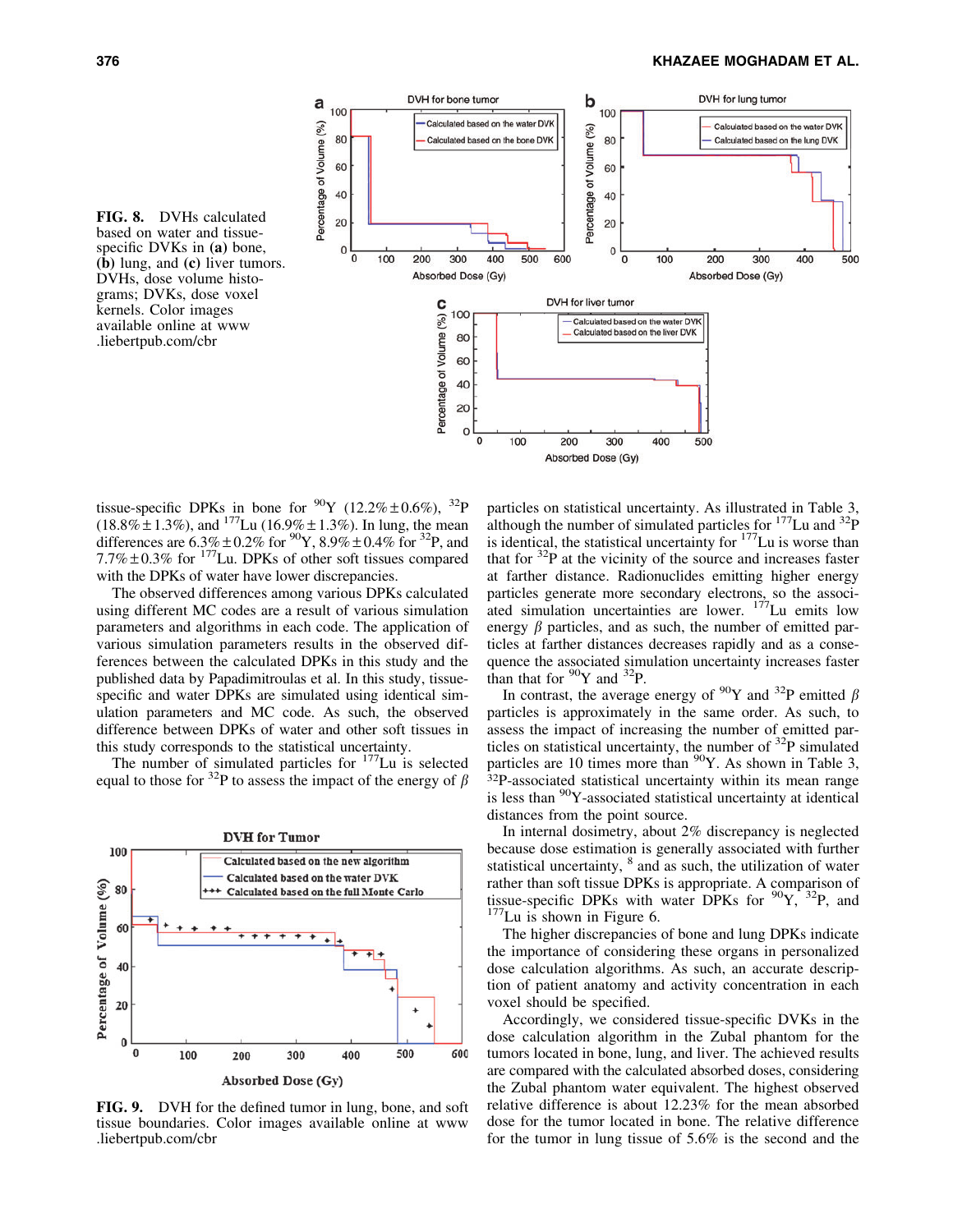DVH for bone tumor

Percentage of Volume (%)

Calculated based on the water DVK

Calculated based on the bone DVK

Absorbed Dose (Gy)

0 100 200 300 400 500 600

0 20 40 60 80 100

DVH for lung tumor

Calculated based on the water DVK

Calculated based on the lung DVK

0 100 200 300 400 500

DVH for liver tumor

Calculated based on the water DVK

Calculated based on the liver DVK

**FIG. 8.** DVHs calculated based on water and tissue-specific DVKs in **(a)** bone, **(b)** lung, and **(c)** liver tumors. DVHs, dose volume histograms; DVKs, dose voxel kernels. Color images available online at www.liebertpub.com/cbr

tissue-specific DPKs in bone for $^{90}$Y (12.2% ± 0.6%), $^{32}$P (18.8% ± 1.3%), and $^{177}$Lu (16.9% ± 1.3%). In lung, the mean differences are 6.3% ± 0.2% for $^{90}$Y, 8.9% ± 0.4% for $^{32}$P, and 7.7% ± 0.3% for $^{177}$Lu. DPKs of other soft tissues compared with the DPKs of water have lower discrepancies.

The observed differences among various DPKs calculated using different MC codes are a result of various simulation parameters and algorithms in each code. The application of various simulation parameters results in the observed differences between the calculated DPKs in this study and the published data by Papadimitroulas et al. In this study, tissue-specific and water DPKs are simulated using identical simulation parameters and MC code. As such, the observed difference between DPKs of water and other soft tissues in this study corresponds to the statistical uncertainty.

The number of simulated particles for $^{177}$Lu is selected equal to those for $^{32}$P to assess the impact of the energy of $\beta$ particles on statistical uncertainty. As illustrated in Table 3, although the number of simulated particles for $^{177}$Lu and $^{32}$P is identical, the statistical uncertainty for $^{177}$Lu is worse than that for $^{32}$P at the vicinity of the source and increases faster at farther distance. Radionuclides emitting higher energy particles generate more secondary electrons, so the associated simulation uncertainties are lower. $^{177}$Lu emits low energy $\beta$ particles, and as such, the number of emitted particles at farther distances decreases rapidly and as a consequence the associated simulation uncertainty increases faster than that for $^{90}$Y and $^{32}$P.

In contrast, the average energy of $^{90}$Y and $^{32}$P emitted $\beta$ particles is approximately in the same order. As such, to assess the impact of increasing the number of emitted particles on statistical uncertainty, the number of $^{32}$P simulated particles are 10 times more than $^{90}$Y. As shown in Table 3, $^{32}$P-associated statistical uncertainty within its mean range is less than $^{90}$Y-associated statistical uncertainty at identical distances from the point source.

In internal dosimetry, about 2% discrepancy is neglected because dose estimation is generally associated with further statistical uncertainty,[8] and as such, the utilization of water rather than soft tissue DPKs is appropriate. A comparison of tissue-specific DPKs with water DPKs for $^{90}$Y, $^{32}$P, and $^{177}$Lu is shown in Figure 6.

The higher discrepancies of bone and lung DPKs indicate the importance of considering these organs in personalized dose calculation algorithms. As such, an accurate description of patient anatomy and activity concentration in each voxel should be specified.

Accordingly, we considered tissue-specific DVKs in the dose calculation algorithm in the Zubal phantom for the tumors located in bone, lung, and liver. The achieved results are compared with the calculated absorbed doses, considering the Zubal phantom water equivalent. The highest observed relative difference is about 12.23% for the mean absorbed dose for the tumor located in bone. The relative difference for the tumor in lung tissue of 5.6% is the second and the

DVH for Tumor

Calculated based on the new algorithm

Calculated based on the water DVK

Calculated based on the full Monte Carlo

Percentage of Volume (%)

Absorbed Dose (Gy)

0 100 200 300 400 500 600

0 20 40 60 80 100

**FIG. 9.** DVH for the defined tumor in lung, bone, and soft tissue boundaries. Color images available online at www.liebertpub.com/cbr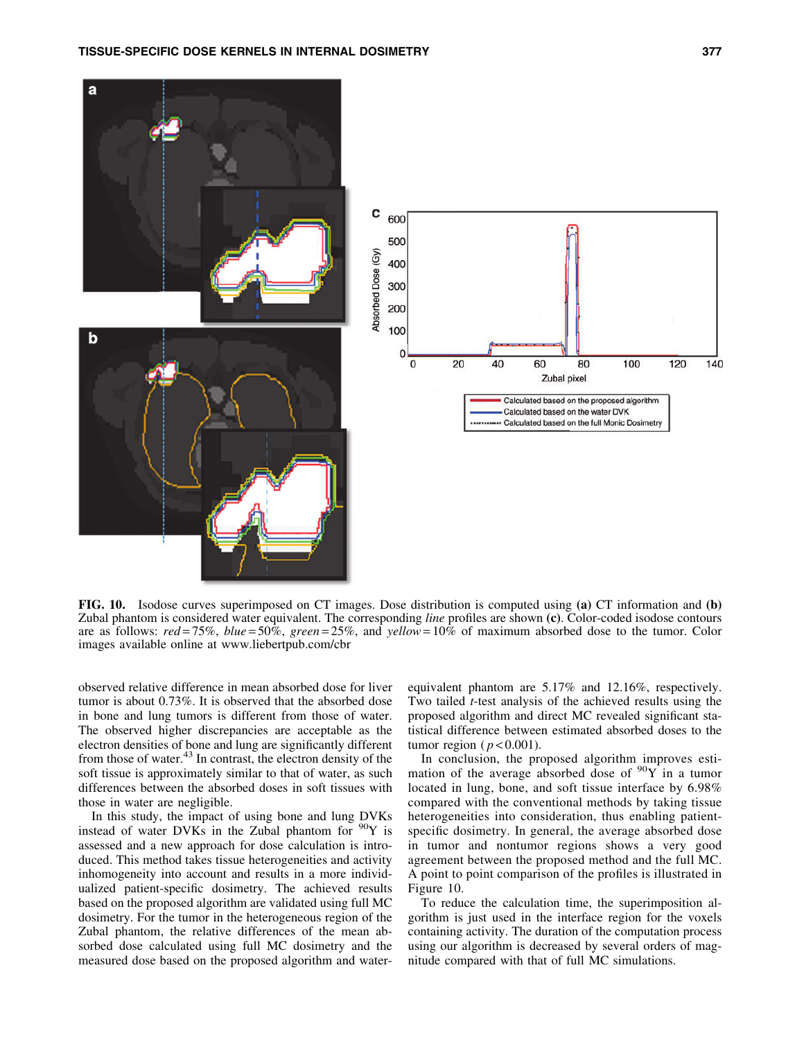a

b

c

Absorbed Dose (Gy)

600
500
400
300
200
100
0

0 20 40 60 80 100 120 140

Zubal pixel

Calculated based on the proposed algorithm
Calculated based on the water DVK
Calculated based on the full Monic Dosimetry

**FIG. 10.** Isodose curves superimposed on CT images. Dose distribution is computed using **(a)** CT information and **(b)** Zubal phantom is considered water equivalent. The corresponding *line* profiles are shown **(c)**. Color-coded isodose contours are as follows: *red* = 75%, *blue* = 50%, *green* = 25%, and *yellow* = 10% of maximum absorbed dose to the tumor. Color images available online at www.liebertpub.com/cbr

observed relative difference in mean absorbed dose for liver tumor is about 0.73%. It is observed that the absorbed dose in bone and lung tumors is different from those of water. The observed higher discrepancies are acceptable as the electron densities of bone and lung are significantly different from those of water.[43] In contrast, the electron density of the soft tissue is approximately similar to that of water, as such differences between the absorbed doses in soft tissues with those in water are negligible.

In this study, the impact of using bone and lung DVKs instead of water DVKs in the Zubal phantom for $^{90}$Y is assessed and a new approach for dose calculation is introduced. This method takes tissue heterogeneities and activity inhomogeneity into account and results in a more individualized patient-specific dosimetry. The achieved results based on the proposed algorithm are validated using full MC dosimetry. For the tumor in the heterogeneous region of the Zubal phantom, the relative differences of the mean absorbed dose calculated using full MC dosimetry and the measured dose based on the proposed algorithm and water-equivalent phantom are 5.17% and 12.16%, respectively. Two tailed *t*-test analysis of the achieved results using the proposed algorithm and direct MC revealed significant statistical difference between estimated absorbed doses to the tumor region ($p < 0.001$).

In conclusion, the proposed algorithm improves estimation of the average absorbed dose of $^{90}$Y in a tumor located in lung, bone, and soft tissue interface by 6.98% compared with the conventional methods by taking tissue heterogeneities into consideration, thus enabling patient-specific dosimetry. In general, the average absorbed dose in tumor and nontumor regions shows a very good agreement between the proposed method and the full MC. A point to point comparison of the profiles is illustrated in Figure 10.

To reduce the calculation time, the superimposition algorithm is just used in the interface region for the voxels containing activity. The duration of the computation process using our algorithm is decreased by several orders of magnitude compared with that of full MC simulations.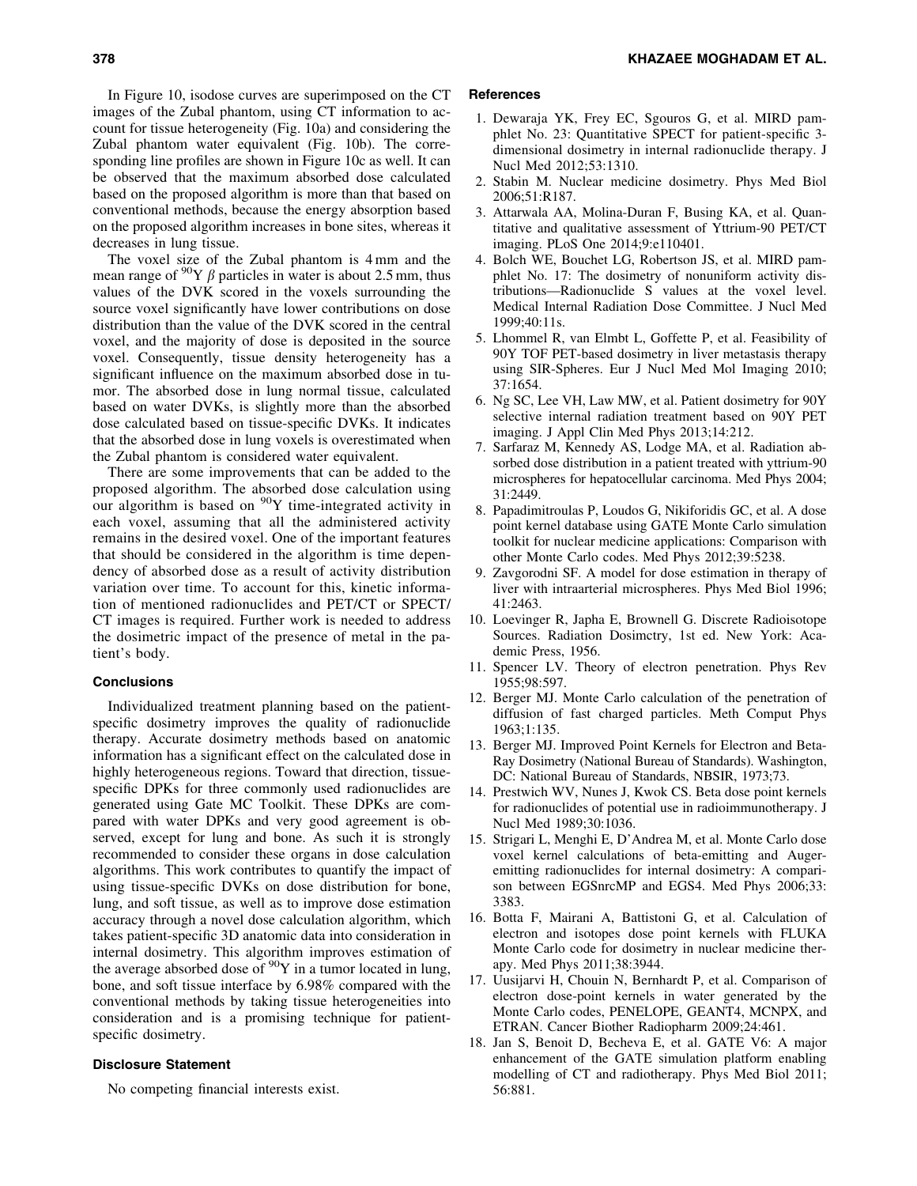In Figure 10, isodose curves are superimposed on the CT images of the Zubal phantom, using CT information to account for tissue heterogeneity (Fig. 10a) and considering the Zubal phantom water equivalent (Fig. 10b). The corresponding line profiles are shown in Figure 10c as well. It can be observed that the maximum absorbed dose calculated based on the proposed algorithm is more than that based on conventional methods, because the energy absorption based on the proposed algorithm increases in bone sites, whereas it decreases in lung tissue.

The voxel size of the Zubal phantom is 4 mm and the mean range of $^{90}$Y $\beta$ particles in water is about 2.5 mm, thus values of the DVK scored in the voxels surrounding the source voxel significantly have lower contributions on dose distribution than the value of the DVK scored in the central voxel, and the majority of dose is deposited in the source voxel. Consequently, tissue density heterogeneity has a significant influence on the maximum absorbed dose in tumor. The absorbed dose in lung normal tissue, calculated based on water DVKs, is slightly more than the absorbed dose calculated based on tissue-specific DVKs. It indicates that the absorbed dose in lung voxels is overestimated when the Zubal phantom is considered water equivalent.

There are some improvements that can be added to the proposed algorithm. The absorbed dose calculation using our algorithm is based on $^{90}$Y time-integrated activity in each voxel, assuming that all the administered activity remains in the desired voxel. One of the important features that should be considered in the algorithm is time dependency of absorbed dose as a result of activity distribution variation over time. To account for this, kinetic information of mentioned radionuclides and PET/CT or SPECT/CT images is required. Further work is needed to address the dosimetric impact of the presence of metal in the patient's body.

## Conclusions

Individualized treatment planning based on the patient-specific dosimetry improves the quality of radionuclide therapy. Accurate dosimetry methods based on anatomic information has a significant effect on the calculated dose in highly heterogeneous regions. Toward that direction, tissue-specific DPKs for three commonly used radionuclides are generated using Gate MC Toolkit. These DPKs are compared with water DPKs and very good agreement is observed, except for lung and bone. As such it is strongly recommended to consider these organs in dose calculation algorithms. This work contributes to quantify the impact of using tissue-specific DVKs on dose distribution for bone, lung, and soft tissue, as well as to improve dose estimation accuracy through a novel dose calculation algorithm, which takes patient-specific 3D anatomic data into consideration in internal dosimetry. This algorithm improves estimation of the average absorbed dose of $^{90}$Y in a tumor located in lung, bone, and soft tissue interface by 6.98% compared with the conventional methods by taking tissue heterogeneities into consideration and is a promising technique for patient-specific dosimetry.

## Disclosure Statement

No competing financial interests exist.

## References

1. Dewaraja YK, Frey EC, Sgouros G, et al. MIRD pamphlet No. 23: Quantitative SPECT for patient-specific 3-dimensional dosimetry in internal radionuclide therapy. J Nucl Med 2012;53:1310.
2. Stabin M. Nuclear medicine dosimetry. Phys Med Biol 2006;51:R187.
3. Attarwala AA, Molina-Duran F, Busing KA, et al. Quantitative and qualitative assessment of Yttrium-90 PET/CT imaging. PLoS One 2014;9:e110401.
4. Bolch WE, Bouchet LG, Robertson JS, et al. MIRD pamphlet No. 17: The dosimetry of nonuniform activity distributions—Radionuclide S values at the voxel level. Medical Internal Radiation Dose Committee. J Nucl Med 1999;40:11s.
5. Lhommel R, van Elmbt L, Goffette P, et al. Feasibility of 90Y TOF PET-based dosimetry in liver metastasis therapy using SIR-Spheres. Eur J Nucl Med Mol Imaging 2010; 37:1654.
6. Ng SC, Lee VH, Law MW, et al. Patient dosimetry for 90Y selective internal radiation treatment based on 90Y PET imaging. J Appl Clin Med Phys 2013;14:212.
7. Sarfaraz M, Kennedy AS, Lodge MA, et al. Radiation absorbed dose distribution in a patient treated with yttrium-90 microspheres for hepatocellular carcinoma. Med Phys 2004; 31:2449.
8. Papadimitroulas P, Loudos G, Nikiforidis GC, et al. A dose point kernel database using GATE Monte Carlo simulation toolkit for nuclear medicine applications: Comparison with other Monte Carlo codes. Med Phys 2012;39:5238.
9. Zavgorodni SF. A model for dose estimation in therapy of liver with intraarterial microspheres. Phys Med Biol 1996; 41:2463.
10. Loevinger R, Japha E, Brownell G. Discrete Radioisotope Sources. Radiation Dosimctry, 1st ed. New York: Academic Press, 1956.
11. Spencer LV. Theory of electron penetration. Phys Rev 1955;98:597.
12. Berger MJ. Monte Carlo calculation of the penetration of diffusion of fast charged particles. Meth Comput Phys 1963;1:135.
13. Berger MJ. Improved Point Kernels for Electron and Beta-Ray Dosimetry (National Bureau of Standards). Washington, DC: National Bureau of Standards, NBSIR, 1973;73.
14. Prestwich WV, Nunes J, Kwok CS. Beta dose point kernels for radionuclides of potential use in radioimmunotherapy. J Nucl Med 1989;30:1036.
15. Strigari L, Menghi E, D'Andrea M, et al. Monte Carlo dose voxel kernel calculations of beta-emitting and Auger-emitting radionuclides for internal dosimetry: A comparison between EGSnrcMP and EGS4. Med Phys 2006;33: 3383.
16. Botta F, Mairani A, Battistoni G, et al. Calculation of electron and isotopes dose point kernels with FLUKA Monte Carlo code for dosimetry in nuclear medicine therapy. Med Phys 2011;38:3944.
17. Uusijarvi H, Chouin N, Bernhardt P, et al. Comparison of electron dose-point kernels in water generated by the Monte Carlo codes, PENELOPE, GEANT4, MCNPX, and ETRAN. Cancer Biother Radiopharm 2009;24:461.
18. Jan S, Benoit D, Becheva E, et al. GATE V6: A major enhancement of the GATE simulation platform enabling modelling of CT and radiotherapy. Phys Med Biol 2011; 56:881.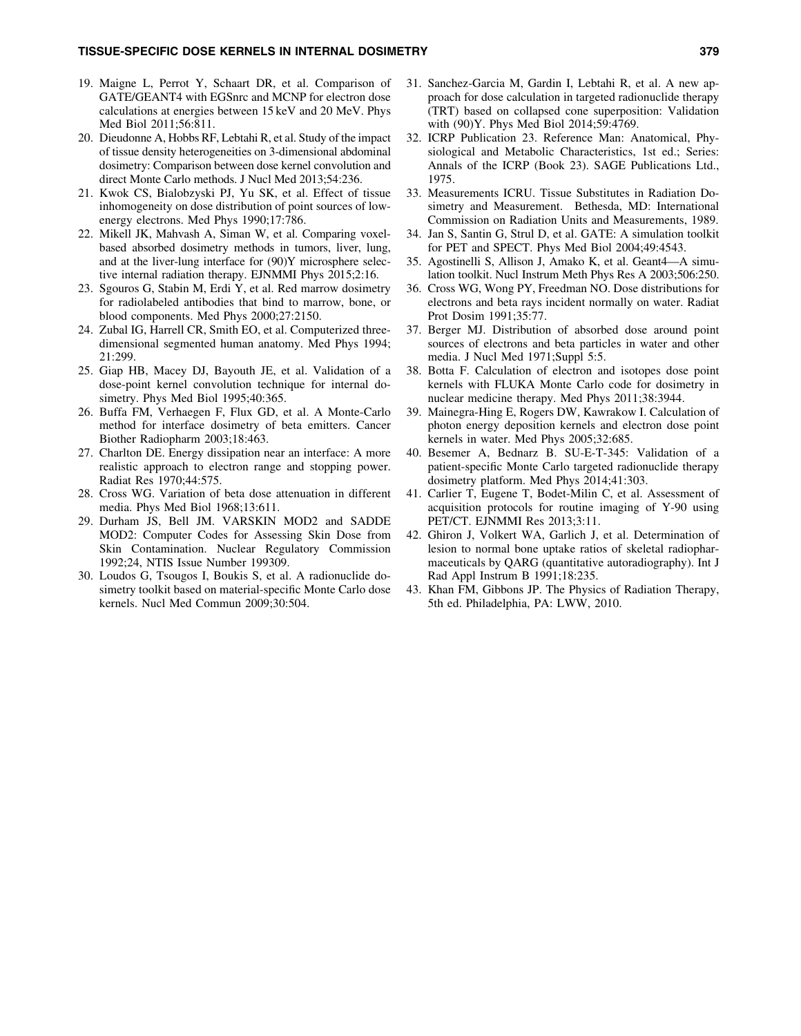19. Maigne L, Perrot Y, Schaart DR, et al. Comparison of GATE/GEANT4 with EGSnrc and MCNP for electron dose calculations at energies between 15 keV and 20 MeV. Phys Med Biol 2011;56:811.
20. Dieudonne A, Hobbs RF, Lebtahi R, et al. Study of the impact of tissue density heterogeneities on 3-dimensional abdominal dosimetry: Comparison between dose kernel convolution and direct Monte Carlo methods. J Nucl Med 2013;54:236.
21. Kwok CS, Bialobzyski PJ, Yu SK, et al. Effect of tissue inhomogeneity on dose distribution of point sources of low-energy electrons. Med Phys 1990;17:786.
22. Mikell JK, Mahvash A, Siman W, et al. Comparing voxel-based absorbed dosimetry methods in tumors, liver, lung, and at the liver-lung interface for (90)Y microsphere selective internal radiation therapy. EJNMMI Phys 2015;2:16.
23. Sgouros G, Stabin M, Erdi Y, et al. Red marrow dosimetry for radiolabeled antibodies that bind to marrow, bone, or blood components. Med Phys 2000;27:2150.
24. Zubal IG, Harrell CR, Smith EO, et al. Computerized three-dimensional segmented human anatomy. Med Phys 1994; 21:299.
25. Giap HB, Macey DJ, Bayouth JE, et al. Validation of a dose-point kernel convolution technique for internal dosimetry. Phys Med Biol 1995;40:365.
26. Buffa FM, Verhaegen F, Flux GD, et al. A Monte-Carlo method for interface dosimetry of beta emitters. Cancer Biother Radiopharm 2003;18:463.
27. Charlton DE. Energy dissipation near an interface: A more realistic approach to electron range and stopping power. Radiat Res 1970;44:575.
28. Cross WG. Variation of beta dose attenuation in different media. Phys Med Biol 1968;13:611.
29. Durham JS, Bell JM. VARSKIN MOD2 and SADDE MOD2: Computer Codes for Assessing Skin Dose from Skin Contamination. Nuclear Regulatory Commission 1992;24, NTIS Issue Number 199309.
30. Loudos G, Tsougos I, Boukis S, et al. A radionuclide dosimetry toolkit based on material-specific Monte Carlo dose kernels. Nucl Med Commun 2009;30:504.
31. Sanchez-Garcia M, Gardin I, Lebtahi R, et al. A new approach for dose calculation in targeted radionuclide therapy (TRT) based on collapsed cone superposition: Validation with (90)Y. Phys Med Biol 2014;59:4769.
32. ICRP Publication 23. Reference Man: Anatomical, Physiological and Metabolic Characteristics, 1st ed.; Series: Annals of the ICRP (Book 23). SAGE Publications Ltd., 1975.
33. Measurements ICRU. Tissue Substitutes in Radiation Dosimetry and Measurement. Bethesda, MD: International Commission on Radiation Units and Measurements, 1989.
34. Jan S, Santin G, Strul D, et al. GATE: A simulation toolkit for PET and SPECT. Phys Med Biol 2004;49:4543.
35. Agostinelli S, Allison J, Amako K, et al. Geant4—A simulation toolkit. Nucl Instrum Meth Phys Res A 2003;506:250.
36. Cross WG, Wong PY, Freedman NO. Dose distributions for electrons and beta rays incident normally on water. Radiat Prot Dosim 1991;35:77.
37. Berger MJ. Distribution of absorbed dose around point sources of electrons and beta particles in water and other media. J Nucl Med 1971;Suppl 5:5.
38. Botta F. Calculation of electron and isotopes dose point kernels with FLUKA Monte Carlo code for dosimetry in nuclear medicine therapy. Med Phys 2011;38:3944.
39. Mainegra-Hing E, Rogers DW, Kawrakow I. Calculation of photon energy deposition kernels and electron dose point kernels in water. Med Phys 2005;32:685.
40. Besemer A, Bednarz B. SU-E-T-345: Validation of a patient-specific Monte Carlo targeted radionuclide therapy dosimetry platform. Med Phys 2014;41:303.
41. Carlier T, Eugene T, Bodet-Milin C, et al. Assessment of acquisition protocols for routine imaging of Y-90 using PET/CT. EJNMMI Res 2013;3:11.
42. Ghiron J, Volkert WA, Garlich J, et al. Determination of lesion to normal bone uptake ratios of skeletal radiopharmaceuticals by QARG (quantitative autoradiography). Int J Rad Appl Instrum B 1991;18:235.
43. Khan FM, Gibbons JP. The Physics of Radiation Therapy, 5th ed. Philadelphia, PA: LWW, 2010.